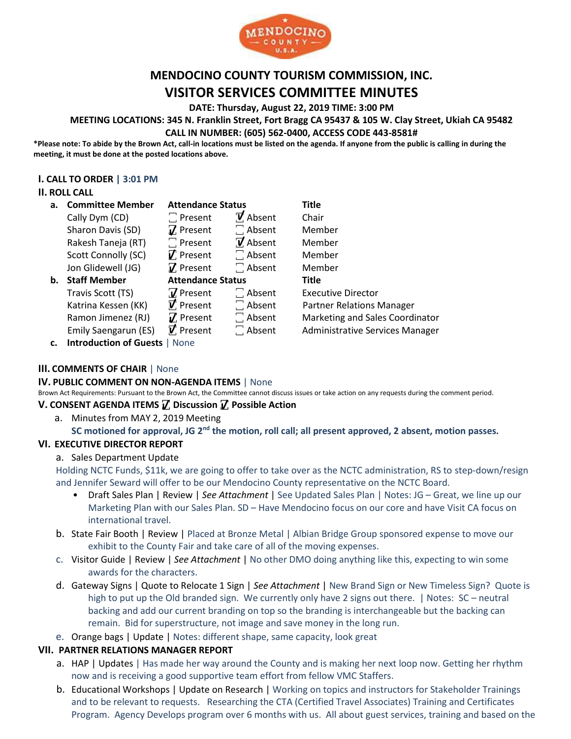# MENDOCINO COUNTY TOURISM COMMISSION, INC.

## VISITOR SERVICES COMMITTEE MINUTES

**DATE: Thursday, August 22, 2019 TIME: 3:00 PM**

**MEETING LOCATIONS: 345 N. Franklin Street, Fort Bragg CA 95437 & 105 W. Clay Street, Ukiah CA 95482**

**CALL IN NUMBER: (605) 562-0400, ACCESS CODE 443-8581#**

**\*Please note: To abide by the Brown Act, call-in locations must be listed on the agenda. If anyone from the public is calling in during the meeting, it must be done at the posted locations above.**

### I. CALL TO ORDER | 3:01 PM

### II. ROLL CALL

**a. Committee Member**

| Committee Member | Attendance Status | | Title |
|---|---|---|---|
| Cally Dym (CD) | ☐ Present | ☑ Absent | Chair |
| Sharon Davis (SD) | ☑ Present | ☐ Absent | Member |
| Rakesh Taneja (RT) | ☐ Present | ☑ Absent | Member |
| Scott Connolly (SC) | ☑ Present | ☐ Absent | Member |
| Jon Glidewell (JG) | ☑ Present | ☐ Absent | Member |

**b. Staff Member**

| Staff Member | Attendance Status | | Title |
|---|---|---|---|
| Travis Scott (TS) | ☑ Present | ☐ Absent | Executive Director |
| Katrina Kessen (KK) | ☑ Present | ☐ Absent | Partner Relations Manager |
| Ramon Jimenez (RJ) | ☑ Present | ☐ Absent | Marketing and Sales Coordinator |
| Emily Saengarun (ES) | ☑ Present | ☐ Absent | Administrative Services Manager |

**c. Introduction of Guests** | None

### III. COMMENTS OF CHAIR | None

### IV. PUBLIC COMMENT ON NON-AGENDA ITEMS | None

Brown Act Requirements: Pursuant to the Brown Act, the Committee cannot discuss issues or take action on any requests during the comment period.

### V. CONSENT AGENDA ITEMS ☑ Discussion ☑ Possible Action

a. Minutes from MAY 2, 2019 Meeting

**SC motioned for approval, JG 2nd the motion, roll call; all present approved, 2 absent, motion passes.**

### VI. EXECUTIVE DIRECTOR REPORT

a. Sales Department Update

Holding NCTC Funds, $11k, we are going to offer to take over as the NCTC administration, RS to step-down/resign and Jennifer Seward will offer to be our Mendocino County representative on the NCTC Board.

- Draft Sales Plan | Review | *See Attachment* | See Updated Sales Plan | Notes: JG – Great, we line up our Marketing Plan with our Sales Plan. SD – Have Mendocino focus on our core and have Visit CA focus on international travel.

b. State Fair Booth | Review | Placed at Bronze Metal | Albian Bridge Group sponsored expense to move our exhibit to the County Fair and take care of all of the moving expenses.

c. Visitor Guide | Review | *See Attachment* | No other DMO doing anything like this, expecting to win some awards for the characters.

d. Gateway Signs | Quote to Relocate 1 Sign | *See Attachment* | New Brand Sign or New Timeless Sign? Quote is high to put up the Old branded sign. We currently only have 2 signs out there. | Notes: SC – neutral backing and add our current branding on top so the branding is interchangeable but the backing can remain. Bid for superstructure, not image and save money in the long run.

e. Orange bags | Update | Notes: different shape, same capacity, look great

### VII. PARTNER RELATIONS MANAGER REPORT

a. HAP | Updates | Has made her way around the County and is making her next loop now. Getting her rhythm now and is receiving a good supportive team effort from fellow VMC Staffers.

b. Educational Workshops | Update on Research | Working on topics and instructors for Stakeholder Trainings and to be relevant to requests. Researching the CTA (Certified Travel Associates) Training and Certificates Program. Agency Develops program over 6 months with us. All about guest services, training and based on the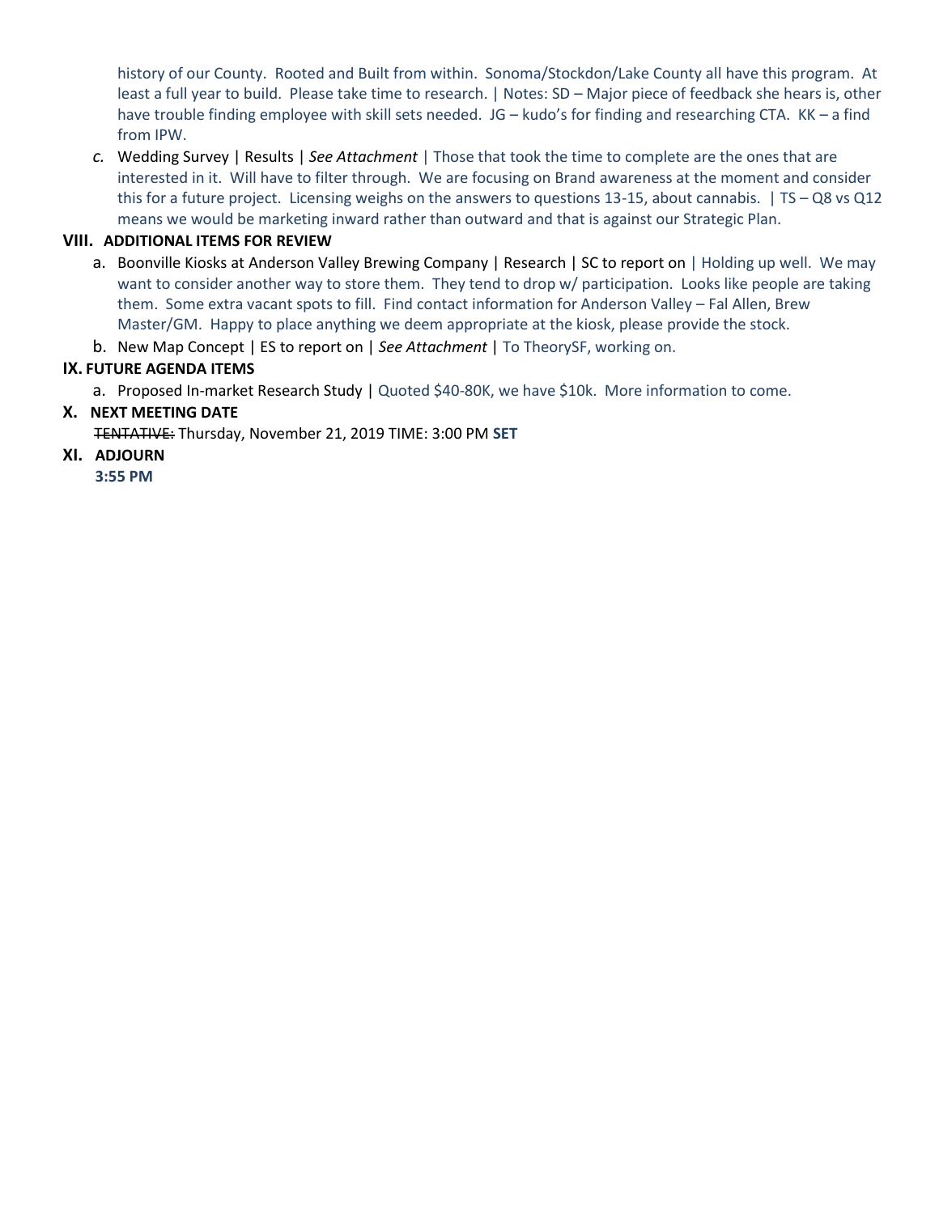history of our County. Rooted and Built from within. Sonoma/Stockdon/Lake County all have this program. At least a full year to build. Please take time to research. | Notes: SD – Major piece of feedback she hears is, other have trouble finding employee with skill sets needed. JG – kudo's for finding and researching CTA. KK – a find from IPW.

*c.* Wedding Survey | Results | *See Attachment* | Those that took the time to complete are the ones that are interested in it. Will have to filter through. We are focusing on Brand awareness at the moment and consider this for a future project. Licensing weighs on the answers to questions 13-15, about cannabis. | TS – Q8 vs Q12 means we would be marketing inward rather than outward and that is against our Strategic Plan.

## VIII. ADDITIONAL ITEMS FOR REVIEW

a. Boonville Kiosks at Anderson Valley Brewing Company | Research | SC to report on | Holding up well. We may want to consider another way to store them. They tend to drop w/ participation. Looks like people are taking them. Some extra vacant spots to fill. Find contact information for Anderson Valley – Fal Allen, Brew Master/GM. Happy to place anything we deem appropriate at the kiosk, please provide the stock.

b. New Map Concept | ES to report on | *See Attachment* | To TheorySF, working on.

## IX. FUTURE AGENDA ITEMS

a. Proposed In-market Research Study | Quoted $40-80K, we have $10k. More information to come.

## X. NEXT MEETING DATE

~~TENTATIVE:~~ Thursday, November 21, 2019 TIME: 3:00 PM **SET**

## XI. ADJOURN

**3:55 PM**